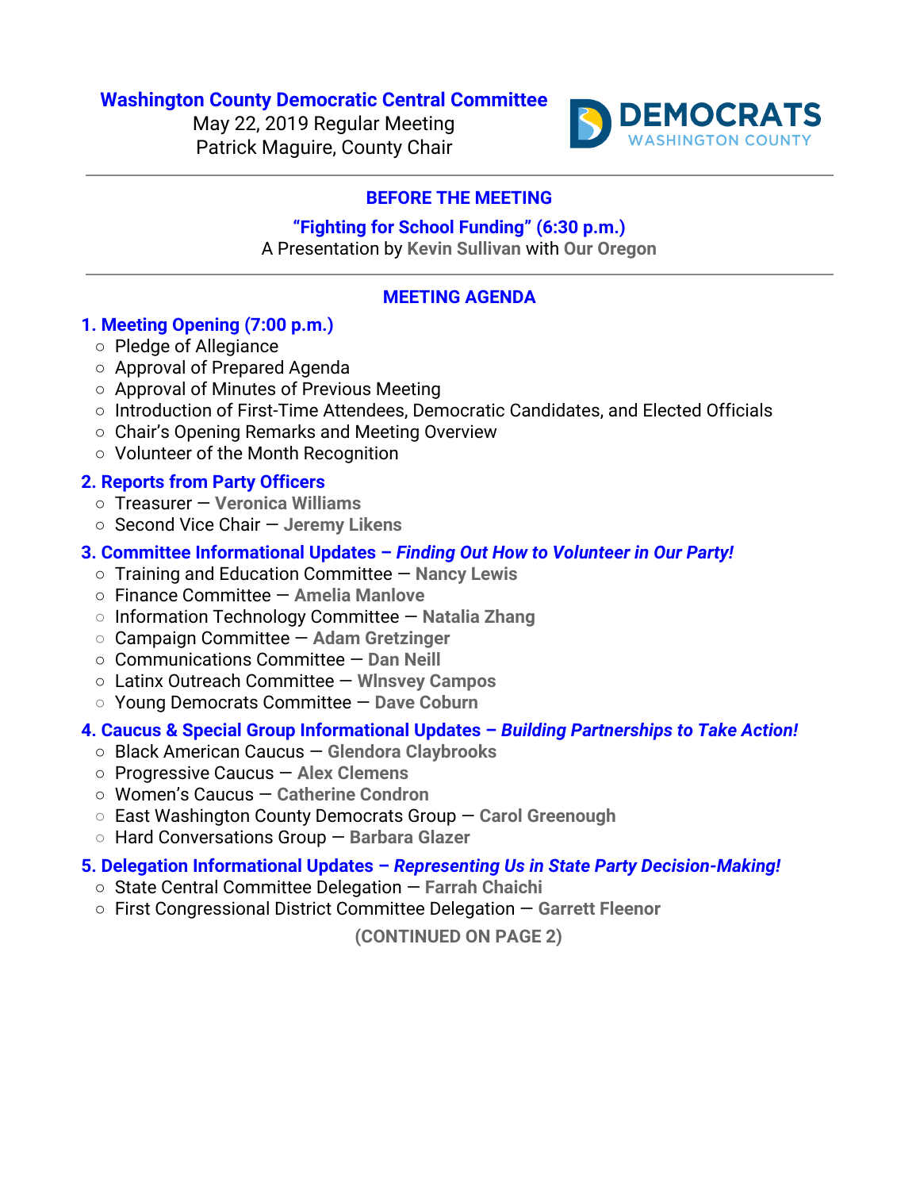# Washington County Democratic Central Committee

May 22, 2019 Regular Meeting
Patrick Maguire, County Chair

DEMOCRATS
WASHINGTON COUNTY

---

## BEFORE THE MEETING

### "Fighting for School Funding" (6:30 p.m.)

A Presentation by **Kevin Sullivan** with **Our Oregon**

---

## MEETING AGENDA

### 1. Meeting Opening (7:00 p.m.)

- Pledge of Allegiance
- Approval of Prepared Agenda
- Approval of Minutes of Previous Meeting
- Introduction of First-Time Attendees, Democratic Candidates, and Elected Officials
- Chair's Opening Remarks and Meeting Overview
- Volunteer of the Month Recognition

### 2. Reports from Party Officers

- Treasurer — **Veronica Williams**
- Second Vice Chair — **Jeremy Likens**

### 3. Committee Informational Updates – *Finding Out How to Volunteer in Our Party!*

- Training and Education Committee — **Nancy Lewis**
- Finance Committee — **Amelia Manlove**
- Information Technology Committee — **Natalia Zhang**
- Campaign Committee — **Adam Gretzinger**
- Communications Committee — **Dan Neill**
- Latinx Outreach Committee — **Wlnsvey Campos**
- Young Democrats Committee — **Dave Coburn**

### 4. Caucus & Special Group Informational Updates – *Building Partnerships to Take Action!*

- Black American Caucus — **Glendora Claybrooks**
- Progressive Caucus — **Alex Clemens**
- Women's Caucus — **Catherine Condron**
- East Washington County Democrats Group — **Carol Greenough**
- Hard Conversations Group — **Barbara Glazer**

### 5. Delegation Informational Updates – *Representing Us in State Party Decision-Making!*

- State Central Committee Delegation — **Farrah Chaichi**
- First Congressional District Committee Delegation — **Garrett Fleenor**

**(CONTINUED ON PAGE 2)**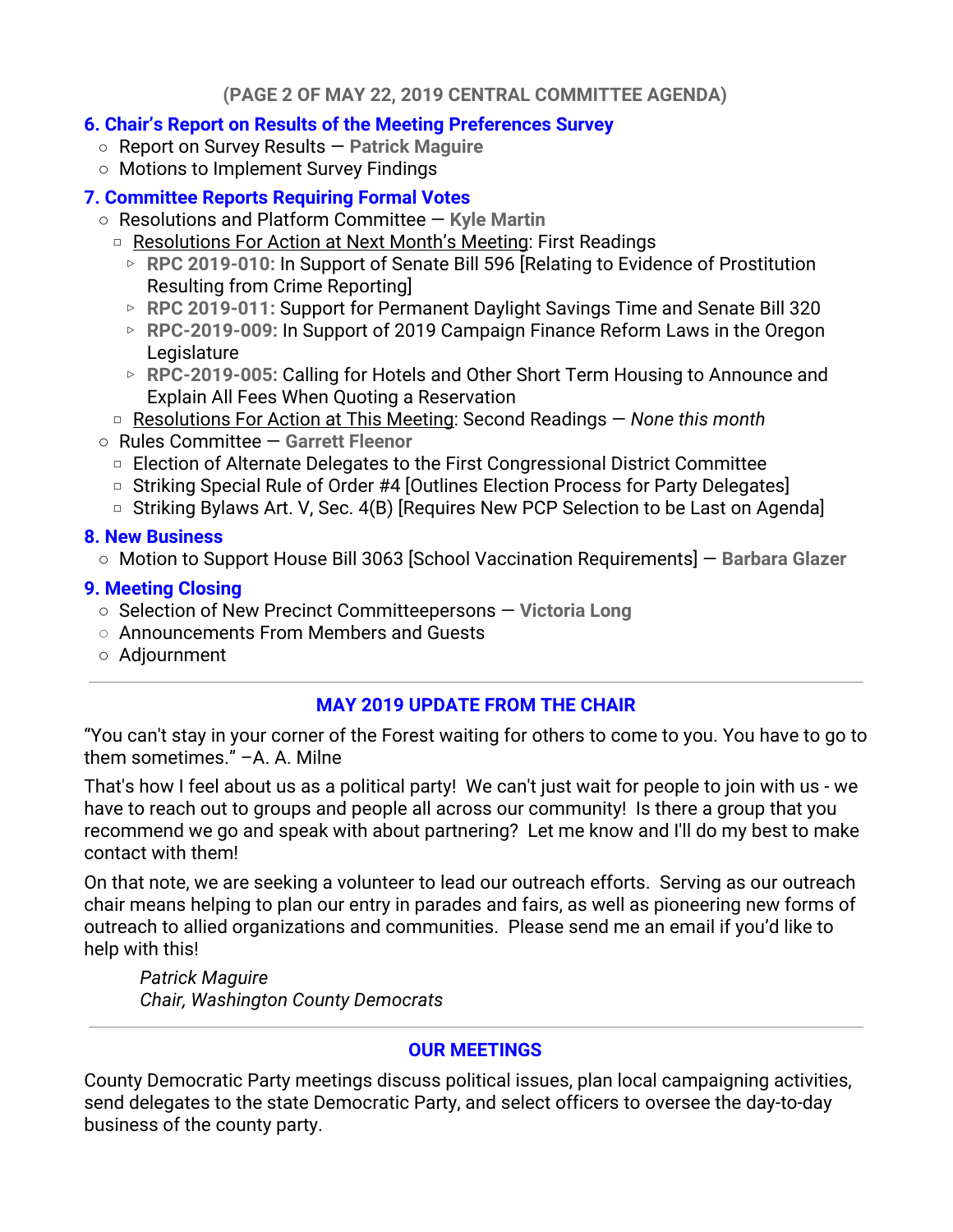(PAGE 2 OF MAY 22, 2019 CENTRAL COMMITTEE AGENDA)

### 6. Chair's Report on Results of the Meeting Preferences Survey

- Report on Survey Results — **Patrick Maguire**
- Motions to Implement Survey Findings

### 7. Committee Reports Requiring Formal Votes

- Resolutions and Platform Committee — **Kyle Martin**
  - Resolutions For Action at Next Month's Meeting: First Readings
    - **RPC 2019-010:** In Support of Senate Bill 596 [Relating to Evidence of Prostitution Resulting from Crime Reporting]
    - **RPC 2019-011:** Support for Permanent Daylight Savings Time and Senate Bill 320
    - **RPC-2019-009:** In Support of 2019 Campaign Finance Reform Laws in the Oregon Legislature
    - **RPC-2019-005:** Calling for Hotels and Other Short Term Housing to Announce and Explain All Fees When Quoting a Reservation
  - Resolutions For Action at This Meeting: Second Readings — *None this month*
- Rules Committee — **Garrett Fleenor**
  - Election of Alternate Delegates to the First Congressional District Committee
  - Striking Special Rule of Order #4 [Outlines Election Process for Party Delegates]
  - Striking Bylaws Art. V, Sec. 4(B) [Requires New PCP Selection to be Last on Agenda]

### 8. New Business

- Motion to Support House Bill 3063 [School Vaccination Requirements] — **Barbara Glazer**

### 9. Meeting Closing

- Selection of New Precinct Committeepersons — **Victoria Long**
- Announcements From Members and Guests
- Adjournment

---

## MAY 2019 UPDATE FROM THE CHAIR

"You can't stay in your corner of the Forest waiting for others to come to you. You have to go to them sometimes." –A. A. Milne

That's how I feel about us as a political party! We can't just wait for people to join with us - we have to reach out to groups and people all across our community! Is there a group that you recommend we go and speak with about partnering? Let me know and I'll do my best to make contact with them!

On that note, we are seeking a volunteer to lead our outreach efforts. Serving as our outreach chair means helping to plan our entry in parades and fairs, as well as pioneering new forms of outreach to allied organizations and communities. Please send me an email if you'd like to help with this!

*Patrick Maguire*
*Chair, Washington County Democrats*

---

## OUR MEETINGS

County Democratic Party meetings discuss political issues, plan local campaigning activities, send delegates to the state Democratic Party, and select officers to oversee the day-to-day business of the county party.